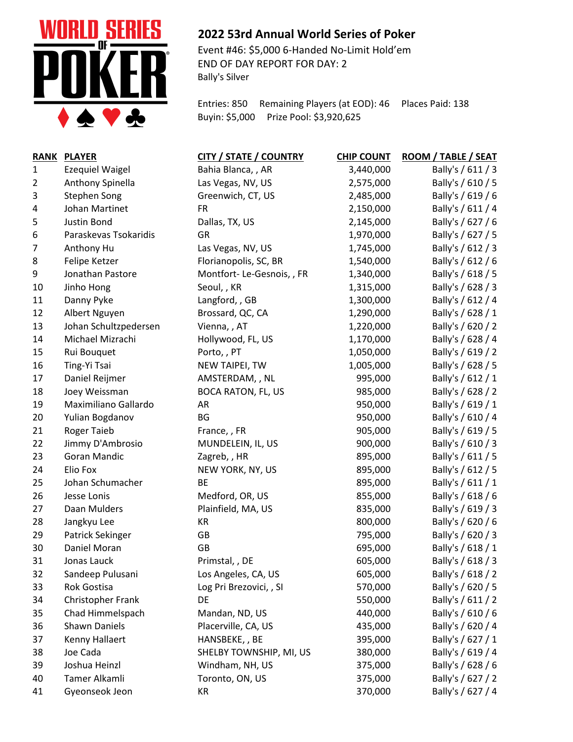## 2022 53rd Annual World Series of Poker

Event #46: $5,000 6-Handed No-Limit Hold'em
END OF DAY REPORT FOR DAY: 2
Bally's Silver

Entries: 850 Remaining Players (at EOD): 46 Places Paid: 138
Buyin: $5,000 Prize Pool: $3,920,625

| RANK | PLAYER | CITY / STATE / COUNTRY | CHIP COUNT | ROOM / TABLE / SEAT |
|---|---|---|---|---|
| 1 | Ezequiel Waigel | Bahia Blanca, , AR | 3,440,000 | Bally's / 611 / 3 |
| 2 | Anthony Spinella | Las Vegas, NV, US | 2,575,000 | Bally's / 610 / 5 |
| 3 | Stephen Song | Greenwich, CT, US | 2,485,000 | Bally's / 619 / 6 |
| 4 | Johan Martinet | FR | 2,150,000 | Bally's / 611 / 4 |
| 5 | Justin Bond | Dallas, TX, US | 2,145,000 | Bally's / 627 / 6 |
| 6 | Paraskevas Tsokaridis | GR | 1,970,000 | Bally's / 627 / 5 |
| 7 | Anthony Hu | Las Vegas, NV, US | 1,745,000 | Bally's / 612 / 3 |
| 8 | Felipe Ketzer | Florianopolis, SC, BR | 1,540,000 | Bally's / 612 / 6 |
| 9 | Jonathan Pastore | Montfort- Le-Gesnois, , FR | 1,340,000 | Bally's / 618 / 5 |
| 10 | Jinho Hong | Seoul, , KR | 1,315,000 | Bally's / 628 / 3 |
| 11 | Danny Pyke | Langford, , GB | 1,300,000 | Bally's / 612 / 4 |
| 12 | Albert Nguyen | Brossard, QC, CA | 1,290,000 | Bally's / 628 / 1 |
| 13 | Johan Schultzpedersen | Vienna, , AT | 1,220,000 | Bally's / 620 / 2 |
| 14 | Michael Mizrachi | Hollywood, FL, US | 1,170,000 | Bally's / 628 / 4 |
| 15 | Rui Bouquet | Porto, , PT | 1,050,000 | Bally's / 619 / 2 |
| 16 | Ting-Yi Tsai | NEW TAIPEI, TW | 1,005,000 | Bally's / 628 / 5 |
| 17 | Daniel Reijmer | AMSTERDAM, , NL | 995,000 | Bally's / 612 / 1 |
| 18 | Joey Weissman | BOCA RATON, FL, US | 985,000 | Bally's / 628 / 2 |
| 19 | Maximiliano Gallardo | AR | 950,000 | Bally's / 619 / 1 |
| 20 | Yulian Bogdanov | BG | 950,000 | Bally's / 610 / 4 |
| 21 | Roger Taieb | France, , FR | 905,000 | Bally's / 619 / 5 |
| 22 | Jimmy D'Ambrosio | MUNDELEIN, IL, US | 900,000 | Bally's / 610 / 3 |
| 23 | Goran Mandic | Zagreb, , HR | 895,000 | Bally's / 611 / 5 |
| 24 | Elio Fox | NEW YORK, NY, US | 895,000 | Bally's / 612 / 5 |
| 25 | Johan Schumacher | BE | 895,000 | Bally's / 611 / 1 |
| 26 | Jesse Lonis | Medford, OR, US | 855,000 | Bally's / 618 / 6 |
| 27 | Daan Mulders | Plainfield, MA, US | 835,000 | Bally's / 619 / 3 |
| 28 | Jangkyu Lee | KR | 800,000 | Bally's / 620 / 6 |
| 29 | Patrick Sekinger | GB | 795,000 | Bally's / 620 / 3 |
| 30 | Daniel Moran | GB | 695,000 | Bally's / 618 / 1 |
| 31 | Jonas Lauck | Primstal, , DE | 605,000 | Bally's / 618 / 3 |
| 32 | Sandeep Pulusani | Los Angeles, CA, US | 605,000 | Bally's / 618 / 2 |
| 33 | Rok Gostisa | Log Pri Brezovici, , SI | 570,000 | Bally's / 620 / 5 |
| 34 | Christopher Frank | DE | 550,000 | Bally's / 611 / 2 |
| 35 | Chad Himmelspach | Mandan, ND, US | 440,000 | Bally's / 610 / 6 |
| 36 | Shawn Daniels | Placerville, CA, US | 435,000 | Bally's / 620 / 4 |
| 37 | Kenny Hallaert | HANSBEKE, , BE | 395,000 | Bally's / 627 / 1 |
| 38 | Joe Cada | SHELBY TOWNSHIP, MI, US | 380,000 | Bally's / 619 / 4 |
| 39 | Joshua Heinzl | Windham, NH, US | 375,000 | Bally's / 628 / 6 |
| 40 | Tamer Alkamli | Toronto, ON, US | 375,000 | Bally's / 627 / 2 |
| 41 | Gyeonseok Jeon | KR | 370,000 | Bally's / 627 / 4 |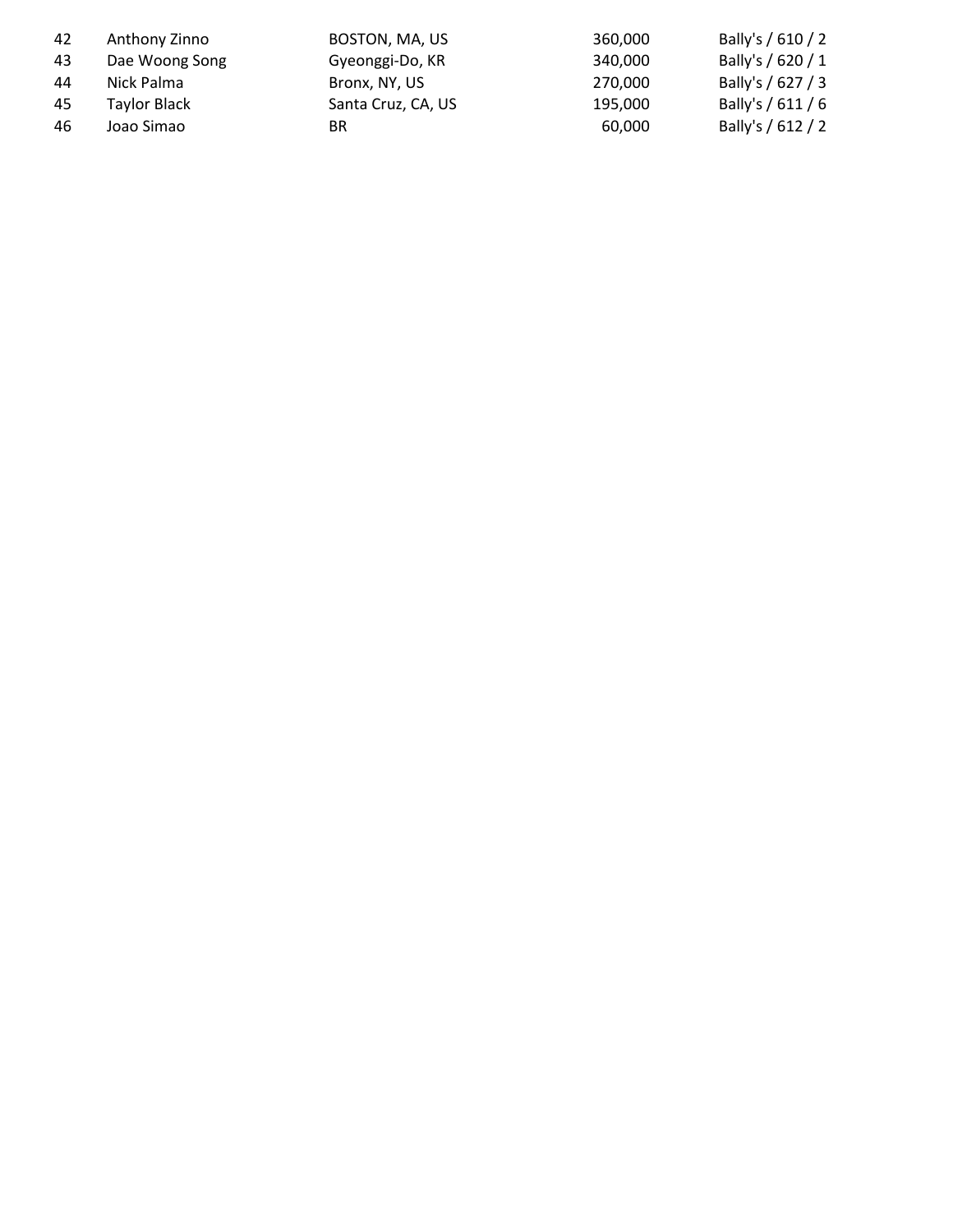| | | | | |
|---|---|---|---|---|
| 42 | Anthony Zinno | BOSTON, MA, US | 360,000 | Bally's / 610 / 2 |
| 43 | Dae Woong Song | Gyeonggi-Do, KR | 340,000 | Bally's / 620 / 1 |
| 44 | Nick Palma | Bronx, NY, US | 270,000 | Bally's / 627 / 3 |
| 45 | Taylor Black | Santa Cruz, CA, US | 195,000 | Bally's / 611 / 6 |
| 46 | Joao Simao | BR | 60,000 | Bally's / 612 / 2 |